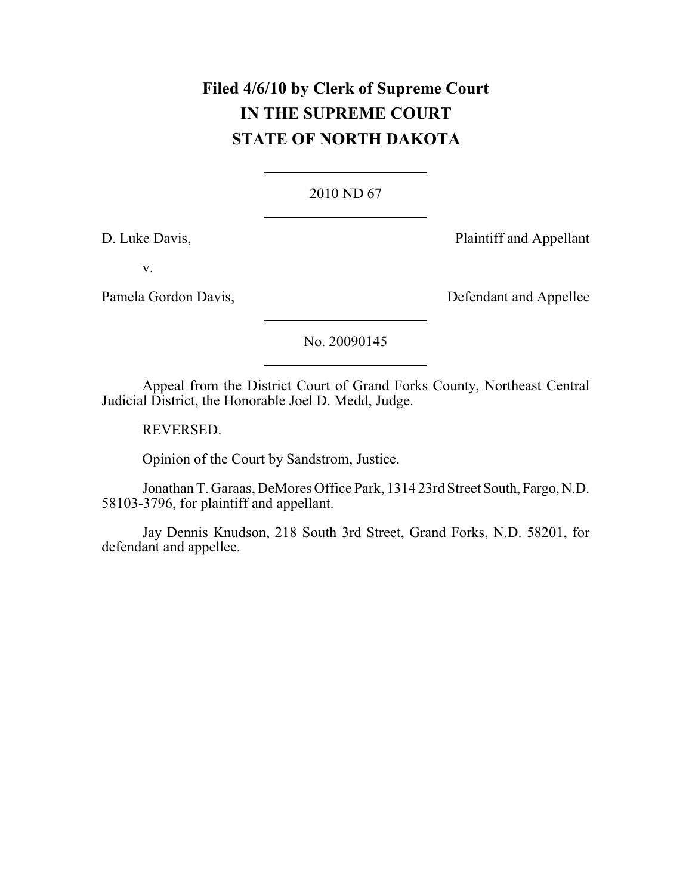**Filed 4/6/10 by Clerk of Supreme Court**
**IN THE SUPREME COURT**
**STATE OF NORTH DAKOTA**

---

2010 ND 67

---

D. Luke Davis, Plaintiff and Appellant

v.

Pamela Gordon Davis, Defendant and Appellee

---

No. 20090145

---

Appeal from the District Court of Grand Forks County, Northeast Central Judicial District, the Honorable Joel D. Medd, Judge.

REVERSED.

Opinion of the Court by Sandstrom, Justice.

Jonathan T. Garaas, DeMores Office Park, 1314 23rd Street South, Fargo, N.D. 58103-3796, for plaintiff and appellant.

Jay Dennis Knudson, 218 South 3rd Street, Grand Forks, N.D. 58201, for defendant and appellee.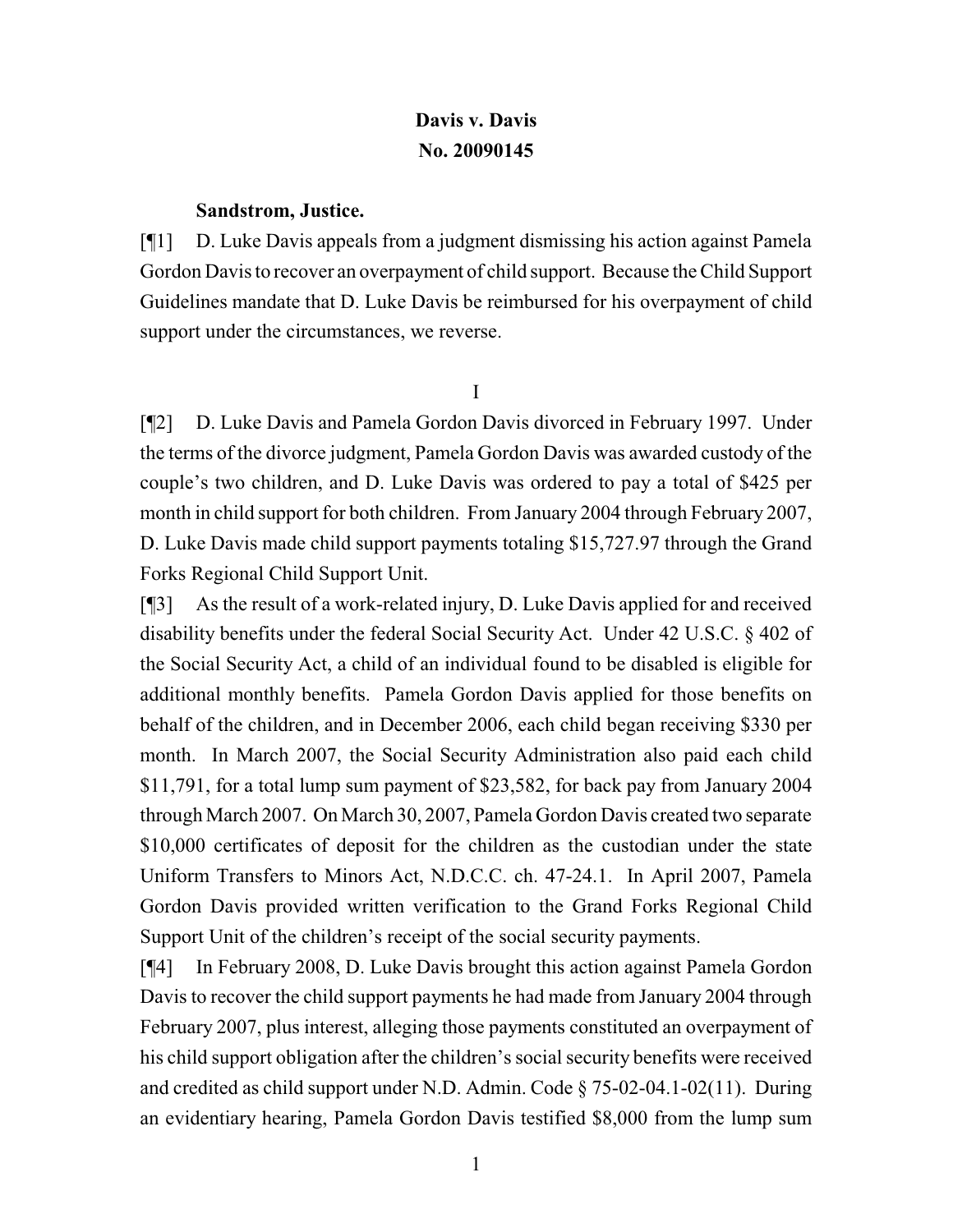**Davis v. Davis**
**No. 20090145**

**Sandstrom, Justice.**

[¶1] D. Luke Davis appeals from a judgment dismissing his action against Pamela Gordon Davis to recover an overpayment of child support. Because the Child Support Guidelines mandate that D. Luke Davis be reimbursed for his overpayment of child support under the circumstances, we reverse.

I

[¶2] D. Luke Davis and Pamela Gordon Davis divorced in February 1997. Under the terms of the divorce judgment, Pamela Gordon Davis was awarded custody of the couple's two children, and D. Luke Davis was ordered to pay a total of $425 per month in child support for both children. From January 2004 through February 2007, D. Luke Davis made child support payments totaling $15,727.97 through the Grand Forks Regional Child Support Unit.

[¶3] As the result of a work-related injury, D. Luke Davis applied for and received disability benefits under the federal Social Security Act. Under 42 U.S.C. § 402 of the Social Security Act, a child of an individual found to be disabled is eligible for additional monthly benefits. Pamela Gordon Davis applied for those benefits on behalf of the children, and in December 2006, each child began receiving $330 per month. In March 2007, the Social Security Administration also paid each child $11,791, for a total lump sum payment of $23,582, for back pay from January 2004 through March 2007. On March 30, 2007, Pamela Gordon Davis created two separate $10,000 certificates of deposit for the children as the custodian under the state Uniform Transfers to Minors Act, N.D.C.C. ch. 47-24.1. In April 2007, Pamela Gordon Davis provided written verification to the Grand Forks Regional Child Support Unit of the children's receipt of the social security payments.

[¶4] In February 2008, D. Luke Davis brought this action against Pamela Gordon Davis to recover the child support payments he had made from January 2004 through February 2007, plus interest, alleging those payments constituted an overpayment of his child support obligation after the children's social security benefits were received and credited as child support under N.D. Admin. Code § 75-02-04.1-02(11). During an evidentiary hearing, Pamela Gordon Davis testified $8,000 from the lump sum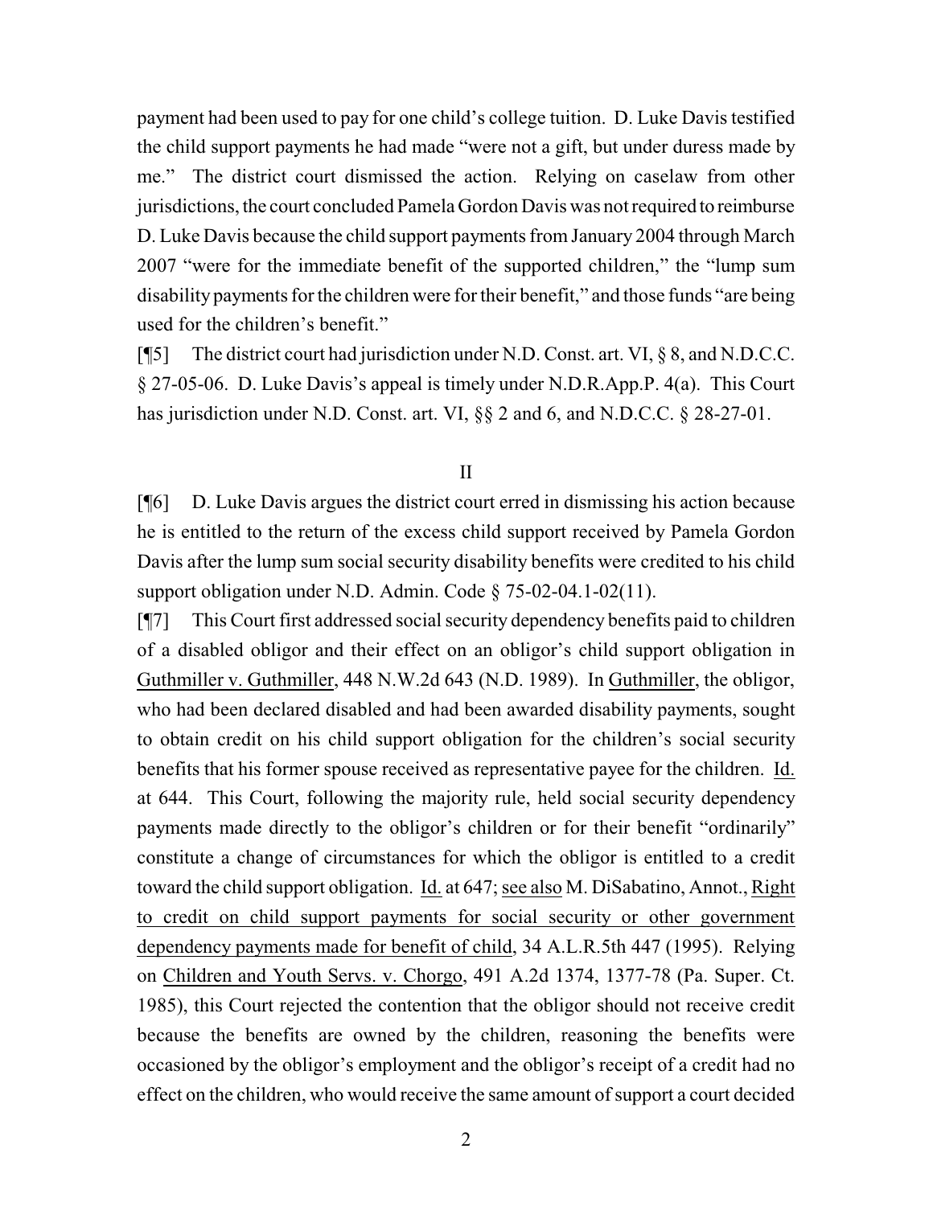payment had been used to pay for one child's college tuition. D. Luke Davis testified the child support payments he had made "were not a gift, but under duress made by me." The district court dismissed the action. Relying on caselaw from other jurisdictions, the court concluded Pamela Gordon Davis was not required to reimburse D. Luke Davis because the child support payments from January 2004 through March 2007 "were for the immediate benefit of the supported children," the "lump sum disability payments for the children were for their benefit," and those funds "are being used for the children's benefit."

[¶5] The district court had jurisdiction under N.D. Const. art. VI, § 8, and N.D.C.C. § 27-05-06. D. Luke Davis's appeal is timely under N.D.R.App.P. 4(a). This Court has jurisdiction under N.D. Const. art. VI, §§ 2 and 6, and N.D.C.C. § 28-27-01.

## II

[¶6] D. Luke Davis argues the district court erred in dismissing his action because he is entitled to the return of the excess child support received by Pamela Gordon Davis after the lump sum social security disability benefits were credited to his child support obligation under N.D. Admin. Code § 75-02-04.1-02(11).

[¶7] This Court first addressed social security dependency benefits paid to children of a disabled obligor and their effect on an obligor's child support obligation in Guthmiller v. Guthmiller, 448 N.W.2d 643 (N.D. 1989). In Guthmiller, the obligor, who had been declared disabled and had been awarded disability payments, sought to obtain credit on his child support obligation for the children's social security benefits that his former spouse received as representative payee for the children. Id. at 644. This Court, following the majority rule, held social security dependency payments made directly to the obligor's children or for their benefit "ordinarily" constitute a change of circumstances for which the obligor is entitled to a credit toward the child support obligation. Id. at 647; see also M. DiSabatino, Annot., Right to credit on child support payments for social security or other government dependency payments made for benefit of child, 34 A.L.R.5th 447 (1995). Relying on Children and Youth Servs. v. Chorgo, 491 A.2d 1374, 1377-78 (Pa. Super. Ct. 1985), this Court rejected the contention that the obligor should not receive credit because the benefits are owned by the children, reasoning the benefits were occasioned by the obligor's employment and the obligor's receipt of a credit had no effect on the children, who would receive the same amount of support a court decided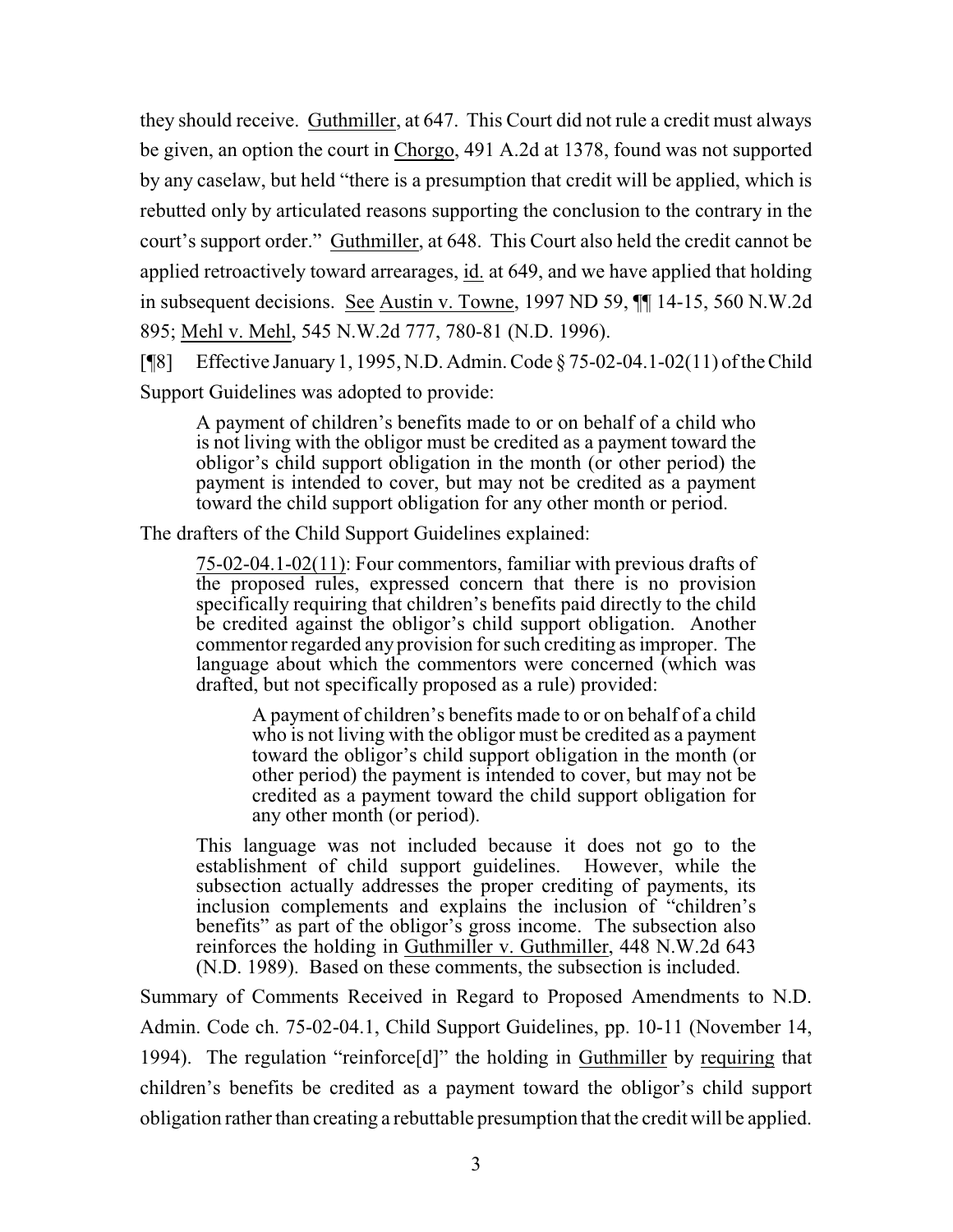they should receive. Guthmiller, at 647. This Court did not rule a credit must always be given, an option the court in Chorgo, 491 A.2d at 1378, found was not supported by any caselaw, but held "there is a presumption that credit will be applied, which is rebutted only by articulated reasons supporting the conclusion to the contrary in the court's support order." Guthmiller, at 648. This Court also held the credit cannot be applied retroactively toward arrearages, id. at 649, and we have applied that holding in subsequent decisions. See Austin v. Towne, 1997 ND 59, ¶¶ 14-15, 560 N.W.2d 895; Mehl v. Mehl, 545 N.W.2d 777, 780-81 (N.D. 1996).

[¶8] Effective January 1, 1995, N.D. Admin. Code § 75-02-04.1-02(11) of the Child Support Guidelines was adopted to provide:

> A payment of children's benefits made to or on behalf of a child who is not living with the obligor must be credited as a payment toward the obligor's child support obligation in the month (or other period) the payment is intended to cover, but may not be credited as a payment toward the child support obligation for any other month or period.

The drafters of the Child Support Guidelines explained:

> 75-02-04.1-02(11): Four commentors, familiar with previous drafts of the proposed rules, expressed concern that there is no provision specifically requiring that children's benefits paid directly to the child be credited against the obligor's child support obligation. Another commentor regarded any provision for such crediting as improper. The language about which the commentors were concerned (which was drafted, but not specifically proposed as a rule) provided:
>
> > A payment of children's benefits made to or on behalf of a child who is not living with the obligor must be credited as a payment toward the obligor's child support obligation in the month (or other period) the payment is intended to cover, but may not be credited as a payment toward the child support obligation for any other month (or period).
>
> This language was not included because it does not go to the establishment of child support guidelines. However, while the subsection actually addresses the proper crediting of payments, its inclusion complements and explains the inclusion of "children's benefits" as part of the obligor's gross income. The subsection also reinforces the holding in Guthmiller v. Guthmiller, 448 N.W.2d 643 (N.D. 1989). Based on these comments, the subsection is included.

Summary of Comments Received in Regard to Proposed Amendments to N.D. Admin. Code ch. 75-02-04.1, Child Support Guidelines, pp. 10-11 (November 14, 1994). The regulation "reinforce[d]" the holding in Guthmiller by requiring that children's benefits be credited as a payment toward the obligor's child support obligation rather than creating a rebuttable presumption that the credit will be applied.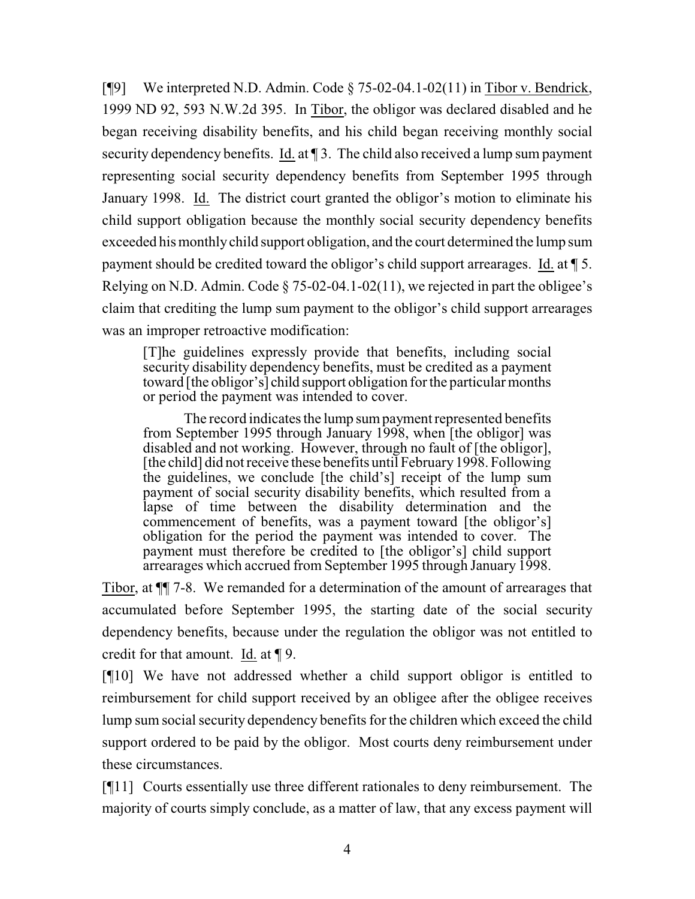[¶9] We interpreted N.D. Admin. Code § 75-02-04.1-02(11) in Tibor v. Bendrick, 1999 ND 92, 593 N.W.2d 395. In Tibor, the obligor was declared disabled and he began receiving disability benefits, and his child began receiving monthly social security dependency benefits. Id. at ¶ 3. The child also received a lump sum payment representing social security dependency benefits from September 1995 through January 1998. Id. The district court granted the obligor's motion to eliminate his child support obligation because the monthly social security dependency benefits exceeded his monthly child support obligation, and the court determined the lump sum payment should be credited toward the obligor's child support arrearages. Id. at ¶ 5. Relying on N.D. Admin. Code § 75-02-04.1-02(11), we rejected in part the obligee's claim that crediting the lump sum payment to the obligor's child support arrearages was an improper retroactive modification:

> [T]he guidelines expressly provide that benefits, including social security disability dependency benefits, must be credited as a payment toward [the obligor's] child support obligation for the particular months or period the payment was intended to cover.
>
> The record indicates the lump sum payment represented benefits from September 1995 through January 1998, when [the obligor] was disabled and not working. However, through no fault of [the obligor], [the child] did not receive these benefits until February 1998. Following the guidelines, we conclude [the child's] receipt of the lump sum payment of social security disability benefits, which resulted from a lapse of time between the disability determination and the commencement of benefits, was a payment toward [the obligor's] obligation for the period the payment was intended to cover. The payment must therefore be credited to [the obligor's] child support arrearages which accrued from September 1995 through January 1998.

Tibor, at ¶¶ 7-8. We remanded for a determination of the amount of arrearages that accumulated before September 1995, the starting date of the social security dependency benefits, because under the regulation the obligor was not entitled to credit for that amount. Id. at ¶ 9.

[¶10] We have not addressed whether a child support obligor is entitled to reimbursement for child support received by an obligee after the obligee receives lump sum social security dependency benefits for the children which exceed the child support ordered to be paid by the obligor. Most courts deny reimbursement under these circumstances.

[¶11] Courts essentially use three different rationales to deny reimbursement. The majority of courts simply conclude, as a matter of law, that any excess payment will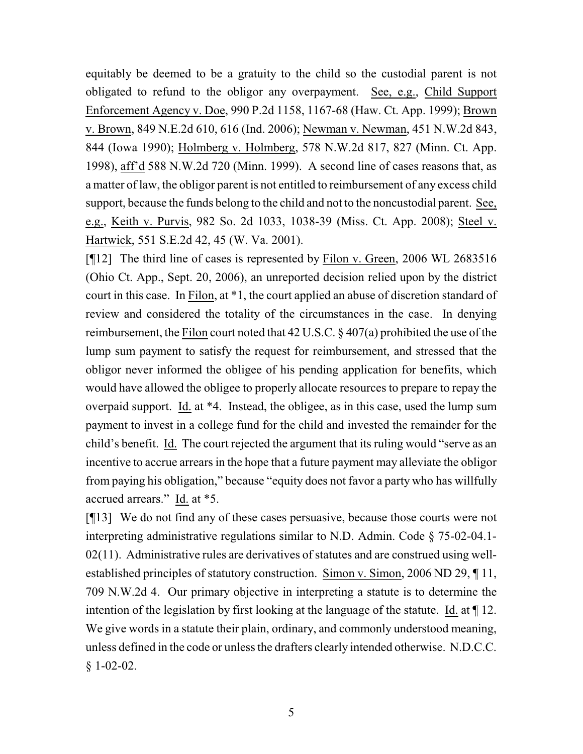equitably be deemed to be a gratuity to the child so the custodial parent is not obligated to refund to the obligor any overpayment. See, e.g., Child Support Enforcement Agency v. Doe, 990 P.2d 1158, 1167-68 (Haw. Ct. App. 1999); Brown v. Brown, 849 N.E.2d 610, 616 (Ind. 2006); Newman v. Newman, 451 N.W.2d 843, 844 (Iowa 1990); Holmberg v. Holmberg, 578 N.W.2d 817, 827 (Minn. Ct. App. 1998), aff'd 588 N.W.2d 720 (Minn. 1999). A second line of cases reasons that, as a matter of law, the obligor parent is not entitled to reimbursement of any excess child support, because the funds belong to the child and not to the noncustodial parent. See, e.g., Keith v. Purvis, 982 So. 2d 1033, 1038-39 (Miss. Ct. App. 2008); Steel v. Hartwick, 551 S.E.2d 42, 45 (W. Va. 2001).

[¶12] The third line of cases is represented by Filon v. Green, 2006 WL 2683516 (Ohio Ct. App., Sept. 20, 2006), an unreported decision relied upon by the district court in this case. In Filon, at *1, the court applied an abuse of discretion standard of review and considered the totality of the circumstances in the case. In denying reimbursement, the Filon court noted that 42 U.S.C. § 407(a) prohibited the use of the lump sum payment to satisfy the request for reimbursement, and stressed that the obligor never informed the obligee of his pending application for benefits, which would have allowed the obligee to properly allocate resources to prepare to repay the overpaid support. Id. at *4. Instead, the obligee, as in this case, used the lump sum payment to invest in a college fund for the child and invested the remainder for the child's benefit. Id. The court rejected the argument that its ruling would "serve as an incentive to accrue arrears in the hope that a future payment may alleviate the obligor from paying his obligation," because "equity does not favor a party who has willfully accrued arrears." Id. at *5.

[¶13] We do not find any of these cases persuasive, because those courts were not interpreting administrative regulations similar to N.D. Admin. Code § 75-02-04.1-02(11). Administrative rules are derivatives of statutes and are construed using well-established principles of statutory construction. Simon v. Simon, 2006 ND 29, ¶ 11, 709 N.W.2d 4. Our primary objective in interpreting a statute is to determine the intention of the legislation by first looking at the language of the statute. Id. at ¶ 12. We give words in a statute their plain, ordinary, and commonly understood meaning, unless defined in the code or unless the drafters clearly intended otherwise. N.D.C.C. § 1-02-02.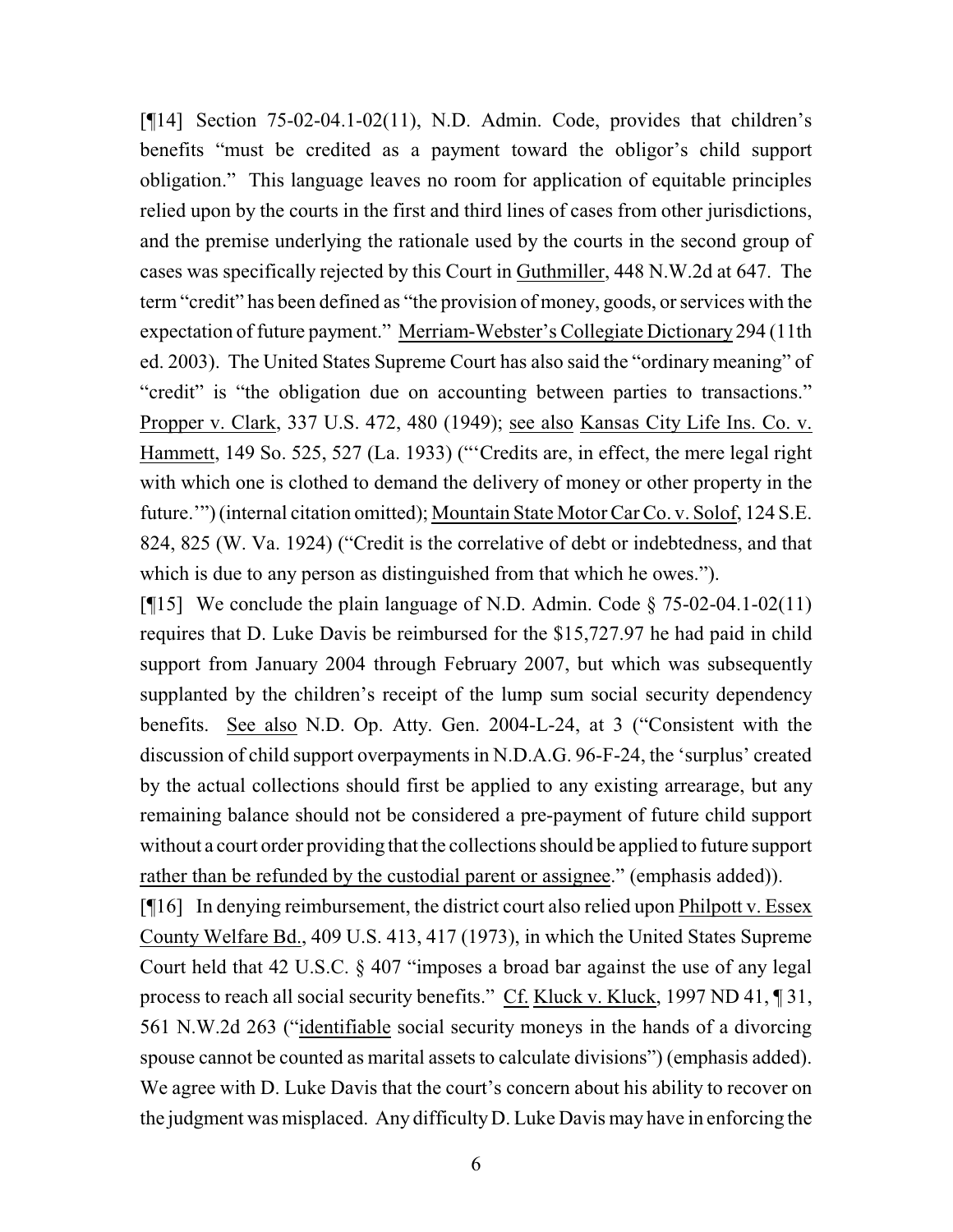[¶14] Section 75-02-04.1-02(11), N.D. Admin. Code, provides that children's benefits "must be credited as a payment toward the obligor's child support obligation." This language leaves no room for application of equitable principles relied upon by the courts in the first and third lines of cases from other jurisdictions, and the premise underlying the rationale used by the courts in the second group of cases was specifically rejected by this Court in Guthmiller, 448 N.W.2d at 647. The term "credit" has been defined as "the provision of money, goods, or services with the expectation of future payment." Merriam-Webster's Collegiate Dictionary 294 (11th ed. 2003). The United States Supreme Court has also said the "ordinary meaning" of "credit" is "the obligation due on accounting between parties to transactions." Propper v. Clark, 337 U.S. 472, 480 (1949); see also Kansas City Life Ins. Co. v. Hammett, 149 So. 525, 527 (La. 1933) ("'Credits are, in effect, the mere legal right with which one is clothed to demand the delivery of money or other property in the future.'") (internal citation omitted); Mountain State Motor Car Co. v. Solof, 124 S.E. 824, 825 (W. Va. 1924) ("Credit is the correlative of debt or indebtedness, and that which is due to any person as distinguished from that which he owes.").

[¶15] We conclude the plain language of N.D. Admin. Code § 75-02-04.1-02(11) requires that D. Luke Davis be reimbursed for the $15,727.97 he had paid in child support from January 2004 through February 2007, but which was subsequently supplanted by the children's receipt of the lump sum social security dependency benefits. See also N.D. Op. Atty. Gen. 2004-L-24, at 3 ("Consistent with the discussion of child support overpayments in N.D.A.G. 96-F-24, the 'surplus' created by the actual collections should first be applied to any existing arrearage, but any remaining balance should not be considered a pre-payment of future child support without a court order providing that the collections should be applied to future support rather than be refunded by the custodial parent or assignee." (emphasis added)).

[¶16] In denying reimbursement, the district court also relied upon Philpott v. Essex County Welfare Bd., 409 U.S. 413, 417 (1973), in which the United States Supreme Court held that 42 U.S.C. § 407 "imposes a broad bar against the use of any legal process to reach all social security benefits." Cf. Kluck v. Kluck, 1997 ND 41, ¶ 31, 561 N.W.2d 263 ("identifiable social security moneys in the hands of a divorcing spouse cannot be counted as marital assets to calculate divisions") (emphasis added). We agree with D. Luke Davis that the court's concern about his ability to recover on the judgment was misplaced. Any difficulty D. Luke Davis may have in enforcing the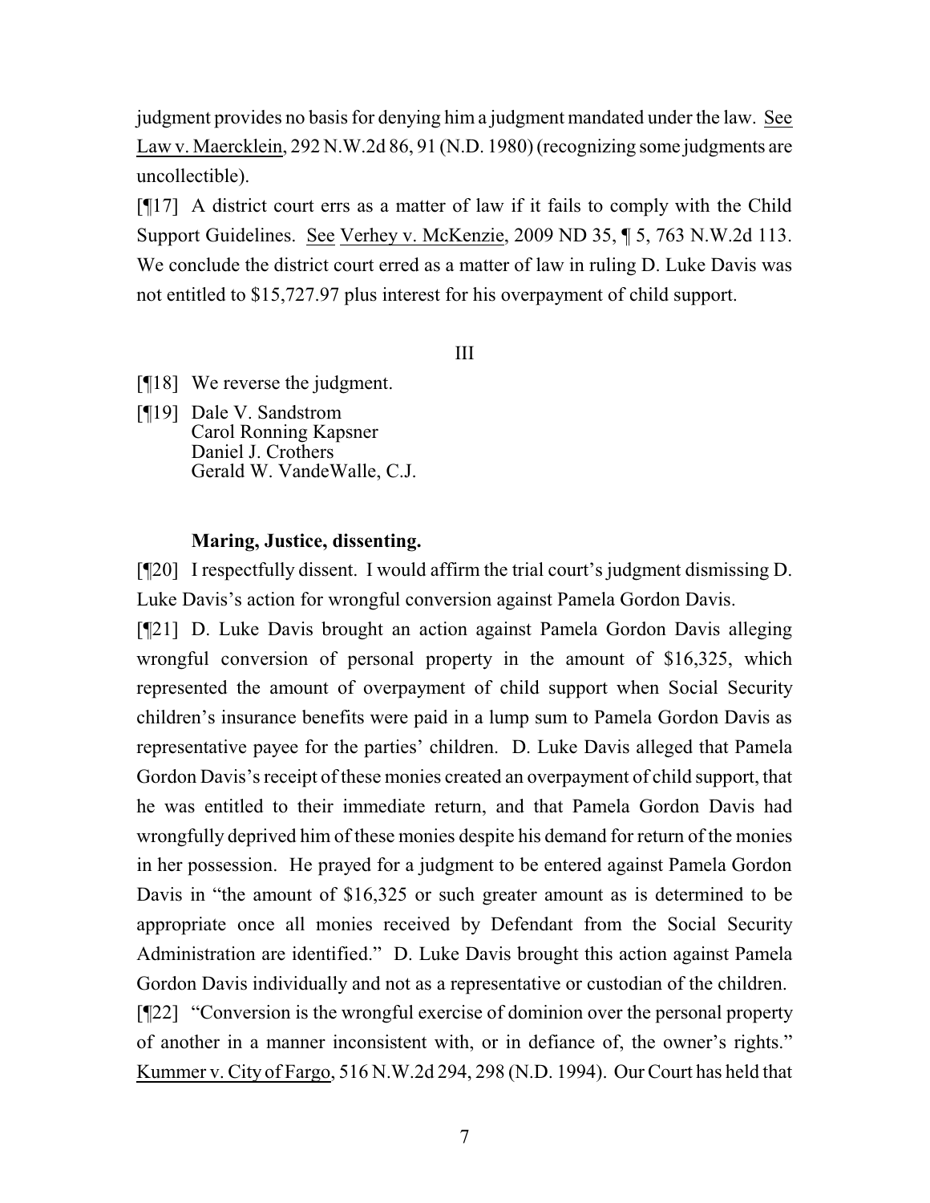judgment provides no basis for denying him a judgment mandated under the law. See Law v. Maercklein, 292 N.W.2d 86, 91 (N.D. 1980) (recognizing some judgments are uncollectible).

[¶17] A district court errs as a matter of law if it fails to comply with the Child Support Guidelines. See Verhey v. McKenzie, 2009 ND 35, ¶ 5, 763 N.W.2d 113. We conclude the district court erred as a matter of law in ruling D. Luke Davis was not entitled to $15,727.97 plus interest for his overpayment of child support.

III

[¶18] We reverse the judgment.

[¶19] Dale V. Sandstrom
Carol Ronning Kapsner
Daniel J. Crothers
Gerald W. VandeWalle, C.J.

**Maring, Justice, dissenting.**

[¶20] I respectfully dissent. I would affirm the trial court's judgment dismissing D. Luke Davis's action for wrongful conversion against Pamela Gordon Davis.

[¶21] D. Luke Davis brought an action against Pamela Gordon Davis alleging wrongful conversion of personal property in the amount of $16,325, which represented the amount of overpayment of child support when Social Security children's insurance benefits were paid in a lump sum to Pamela Gordon Davis as representative payee for the parties' children. D. Luke Davis alleged that Pamela Gordon Davis's receipt of these monies created an overpayment of child support, that he was entitled to their immediate return, and that Pamela Gordon Davis had wrongfully deprived him of these monies despite his demand for return of the monies in her possession. He prayed for a judgment to be entered against Pamela Gordon Davis in "the amount of $16,325 or such greater amount as is determined to be appropriate once all monies received by Defendant from the Social Security Administration are identified." D. Luke Davis brought this action against Pamela Gordon Davis individually and not as a representative or custodian of the children.

[¶22] "Conversion is the wrongful exercise of dominion over the personal property of another in a manner inconsistent with, or in defiance of, the owner's rights." Kummer v. City of Fargo, 516 N.W.2d 294, 298 (N.D. 1994). Our Court has held that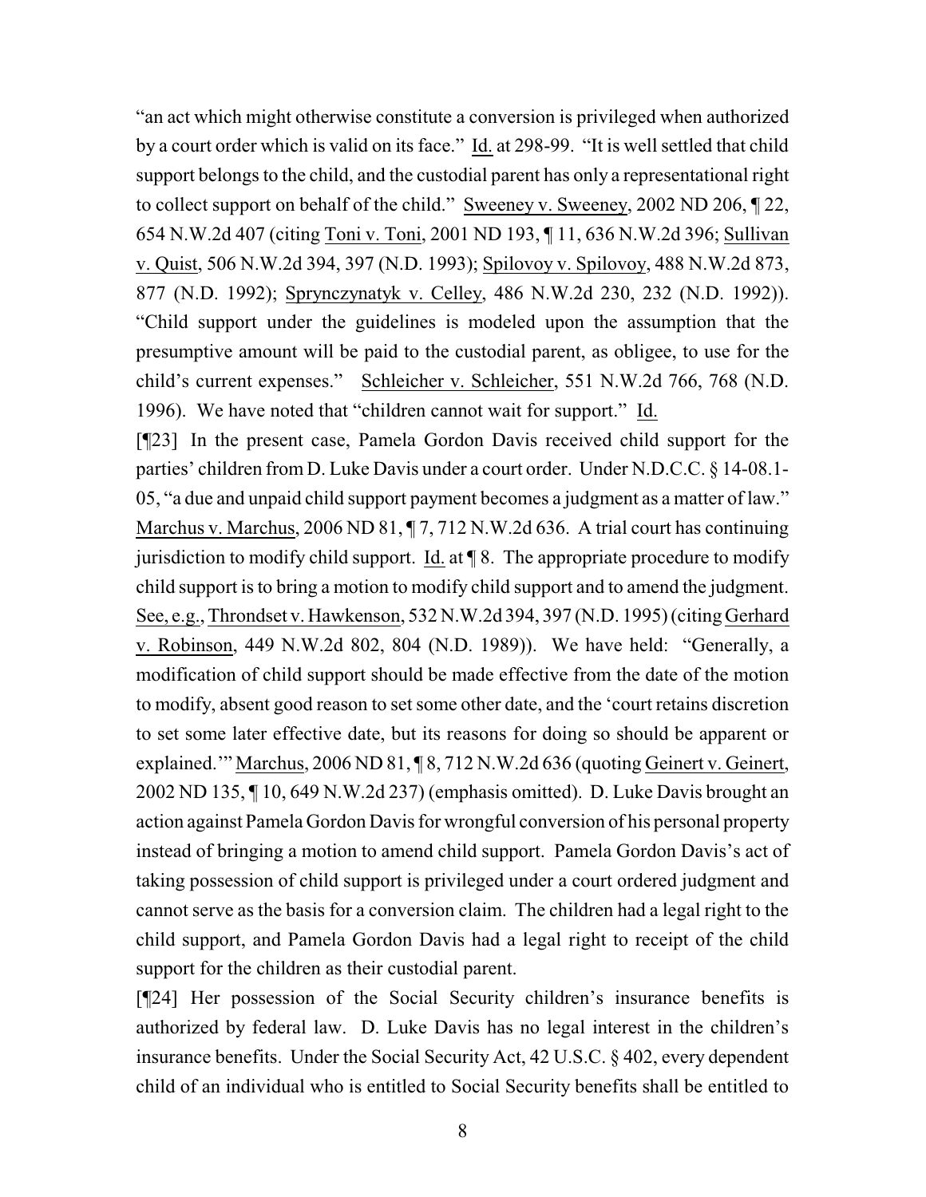"an act which might otherwise constitute a conversion is privileged when authorized by a court order which is valid on its face." Id. at 298-99. "It is well settled that child support belongs to the child, and the custodial parent has only a representational right to collect support on behalf of the child." Sweeney v. Sweeney, 2002 ND 206, ¶ 22, 654 N.W.2d 407 (citing Toni v. Toni, 2001 ND 193, ¶ 11, 636 N.W.2d 396; Sullivan v. Quist, 506 N.W.2d 394, 397 (N.D. 1993); Spilovoy v. Spilovoy, 488 N.W.2d 873, 877 (N.D. 1992); Sprynczynatyk v. Celley, 486 N.W.2d 230, 232 (N.D. 1992)). "Child support under the guidelines is modeled upon the assumption that the presumptive amount will be paid to the custodial parent, as obligee, to use for the child's current expenses." Schleicher v. Schleicher, 551 N.W.2d 766, 768 (N.D. 1996). We have noted that "children cannot wait for support." Id.

[¶23] In the present case, Pamela Gordon Davis received child support for the parties' children from D. Luke Davis under a court order. Under N.D.C.C. § 14-08.1-05, "a due and unpaid child support payment becomes a judgment as a matter of law." Marchus v. Marchus, 2006 ND 81, ¶ 7, 712 N.W.2d 636. A trial court has continuing jurisdiction to modify child support. Id. at ¶ 8. The appropriate procedure to modify child support is to bring a motion to modify child support and to amend the judgment. See, e.g., Throndset v. Hawkenson, 532 N.W.2d 394, 397 (N.D. 1995) (citing Gerhard v. Robinson, 449 N.W.2d 802, 804 (N.D. 1989)). We have held: "Generally, a modification of child support should be made effective from the date of the motion to modify, absent good reason to set some other date, and the 'court retains discretion to set some later effective date, but its reasons for doing so should be apparent or explained.'" Marchus, 2006 ND 81, ¶ 8, 712 N.W.2d 636 (quoting Geinert v. Geinert, 2002 ND 135, ¶ 10, 649 N.W.2d 237) (emphasis omitted). D. Luke Davis brought an action against Pamela Gordon Davis for wrongful conversion of his personal property instead of bringing a motion to amend child support. Pamela Gordon Davis's act of taking possession of child support is privileged under a court ordered judgment and cannot serve as the basis for a conversion claim. The children had a legal right to the child support, and Pamela Gordon Davis had a legal right to receipt of the child support for the children as their custodial parent.

[¶24] Her possession of the Social Security children's insurance benefits is authorized by federal law. D. Luke Davis has no legal interest in the children's insurance benefits. Under the Social Security Act, 42 U.S.C. § 402, every dependent child of an individual who is entitled to Social Security benefits shall be entitled to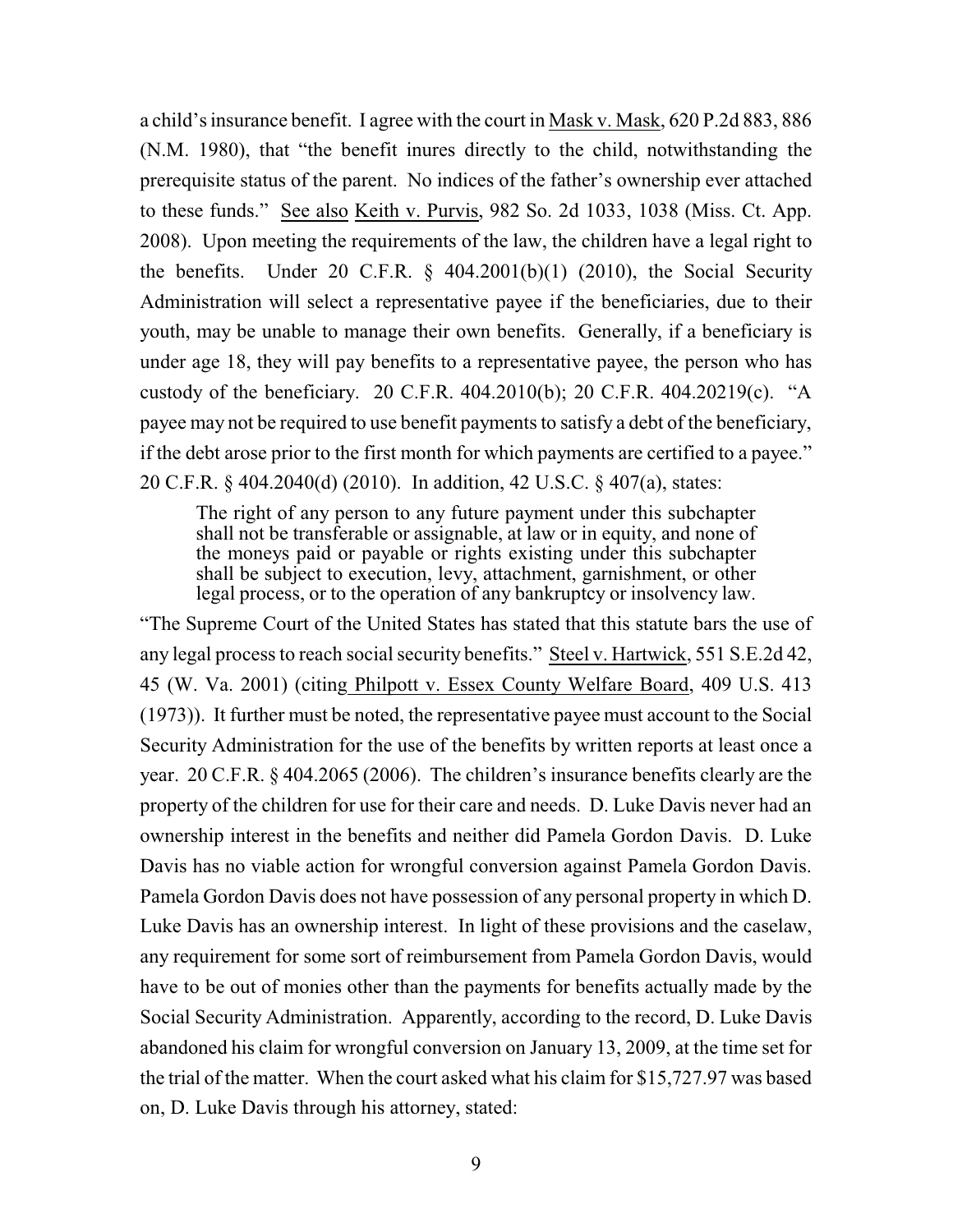a child's insurance benefit. I agree with the court in Mask v. Mask, 620 P.2d 883, 886 (N.M. 1980), that "the benefit inures directly to the child, notwithstanding the prerequisite status of the parent. No indices of the father's ownership ever attached to these funds." See also Keith v. Purvis, 982 So. 2d 1033, 1038 (Miss. Ct. App. 2008). Upon meeting the requirements of the law, the children have a legal right to the benefits. Under 20 C.F.R. § 404.2001(b)(1) (2010), the Social Security Administration will select a representative payee if the beneficiaries, due to their youth, may be unable to manage their own benefits. Generally, if a beneficiary is under age 18, they will pay benefits to a representative payee, the person who has custody of the beneficiary. 20 C.F.R. 404.2010(b); 20 C.F.R. 404.20219(c). "A payee may not be required to use benefit payments to satisfy a debt of the beneficiary, if the debt arose prior to the first month for which payments are certified to a payee." 20 C.F.R. § 404.2040(d) (2010). In addition, 42 U.S.C. § 407(a), states:

> The right of any person to any future payment under this subchapter shall not be transferable or assignable, at law or in equity, and none of the moneys paid or payable or rights existing under this subchapter shall be subject to execution, levy, attachment, garnishment, or other legal process, or to the operation of any bankruptcy or insolvency law.

"The Supreme Court of the United States has stated that this statute bars the use of any legal process to reach social security benefits." Steel v. Hartwick, 551 S.E.2d 42, 45 (W. Va. 2001) (citing Philpott v. Essex County Welfare Board, 409 U.S. 413 (1973)). It further must be noted, the representative payee must account to the Social Security Administration for the use of the benefits by written reports at least once a year. 20 C.F.R. § 404.2065 (2006). The children's insurance benefits clearly are the property of the children for use for their care and needs. D. Luke Davis never had an ownership interest in the benefits and neither did Pamela Gordon Davis. D. Luke Davis has no viable action for wrongful conversion against Pamela Gordon Davis. Pamela Gordon Davis does not have possession of any personal property in which D. Luke Davis has an ownership interest. In light of these provisions and the caselaw, any requirement for some sort of reimbursement from Pamela Gordon Davis, would have to be out of monies other than the payments for benefits actually made by the Social Security Administration. Apparently, according to the record, D. Luke Davis abandoned his claim for wrongful conversion on January 13, 2009, at the time set for the trial of the matter. When the court asked what his claim for $15,727.97 was based on, D. Luke Davis through his attorney, stated: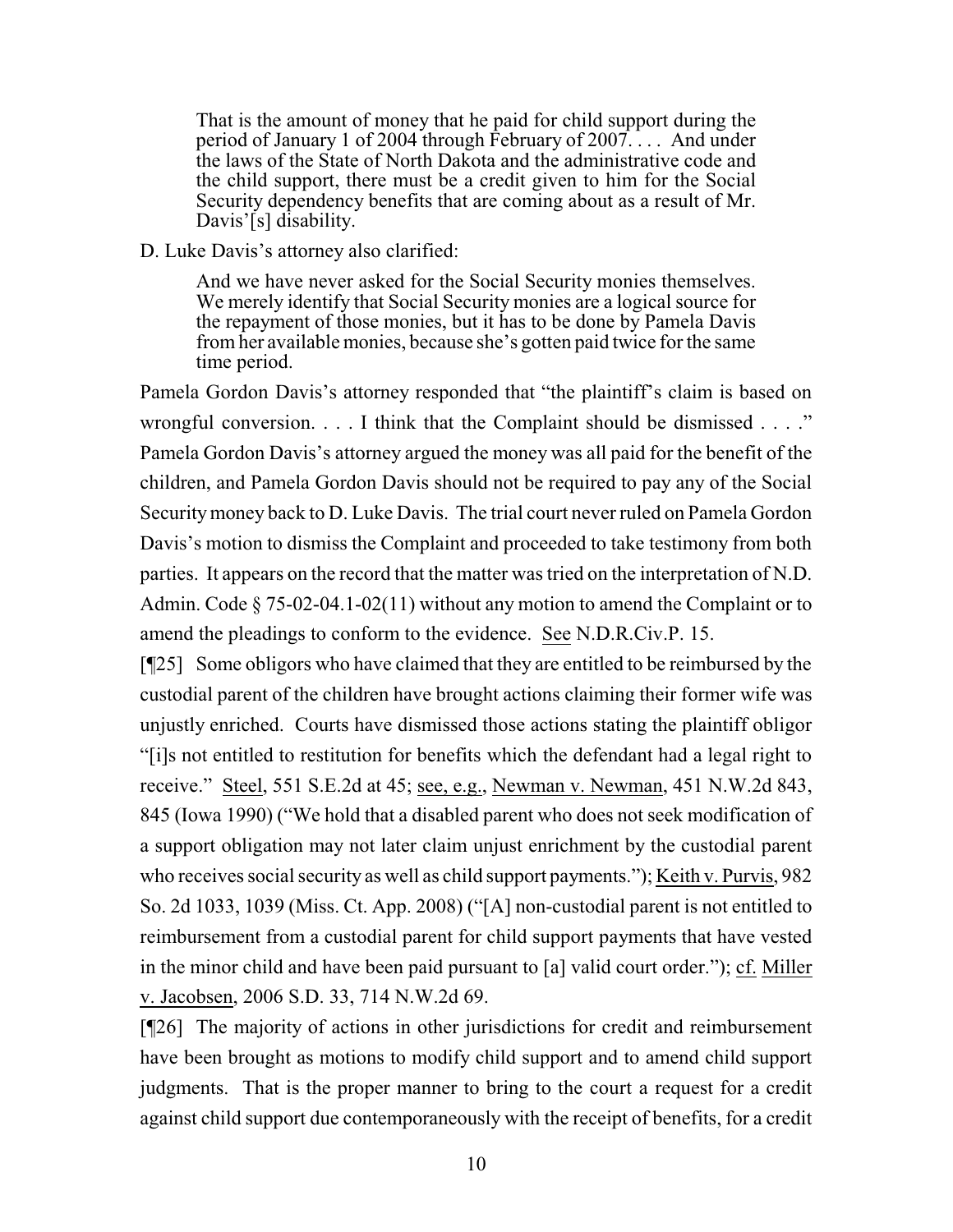> That is the amount of money that he paid for child support during the period of January 1 of 2004 through February of 2007. . . . And under the laws of the State of North Dakota and the administrative code and the child support, there must be a credit given to him for the Social Security dependency benefits that are coming about as a result of Mr. Davis'[s] disability.

D. Luke Davis's attorney also clarified:

> And we have never asked for the Social Security monies themselves. We merely identify that Social Security monies are a logical source for the repayment of those monies, but it has to be done by Pamela Davis from her available monies, because she's gotten paid twice for the same time period.

Pamela Gordon Davis's attorney responded that "the plaintiff's claim is based on wrongful conversion. . . . I think that the Complaint should be dismissed . . . ." Pamela Gordon Davis's attorney argued the money was all paid for the benefit of the children, and Pamela Gordon Davis should not be required to pay any of the Social Security money back to D. Luke Davis. The trial court never ruled on Pamela Gordon Davis's motion to dismiss the Complaint and proceeded to take testimony from both parties. It appears on the record that the matter was tried on the interpretation of N.D. Admin. Code § 75-02-04.1-02(11) without any motion to amend the Complaint or to amend the pleadings to conform to the evidence. See N.D.R.Civ.P. 15.

[¶25] Some obligors who have claimed that they are entitled to be reimbursed by the custodial parent of the children have brought actions claiming their former wife was unjustly enriched. Courts have dismissed those actions stating the plaintiff obligor "[i]s not entitled to restitution for benefits which the defendant had a legal right to receive." Steel, 551 S.E.2d at 45; see, e.g., Newman v. Newman, 451 N.W.2d 843, 845 (Iowa 1990) ("We hold that a disabled parent who does not seek modification of a support obligation may not later claim unjust enrichment by the custodial parent who receives social security as well as child support payments."); Keith v. Purvis, 982 So. 2d 1033, 1039 (Miss. Ct. App. 2008) ("[A] non-custodial parent is not entitled to reimbursement from a custodial parent for child support payments that have vested in the minor child and have been paid pursuant to [a] valid court order."); cf. Miller v. Jacobsen, 2006 S.D. 33, 714 N.W.2d 69.

[¶26] The majority of actions in other jurisdictions for credit and reimbursement have been brought as motions to modify child support and to amend child support judgments. That is the proper manner to bring to the court a request for a credit against child support due contemporaneously with the receipt of benefits, for a credit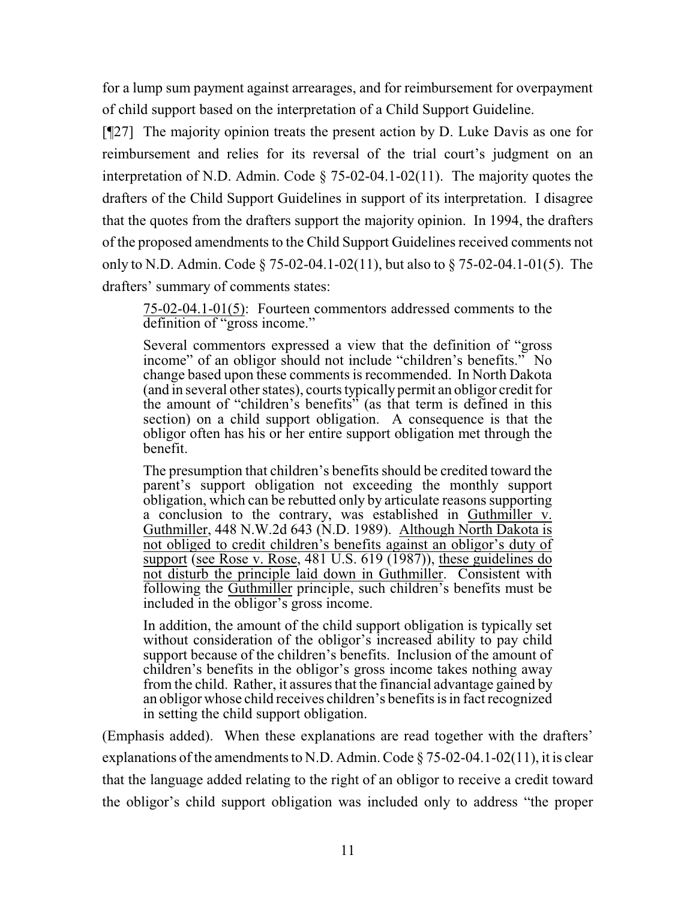for a lump sum payment against arrearages, and for reimbursement for overpayment of child support based on the interpretation of a Child Support Guideline.

[¶27] The majority opinion treats the present action by D. Luke Davis as one for reimbursement and relies for its reversal of the trial court's judgment on an interpretation of N.D. Admin. Code § 75-02-04.1-02(11). The majority quotes the drafters of the Child Support Guidelines in support of its interpretation. I disagree that the quotes from the drafters support the majority opinion. In 1994, the drafters of the proposed amendments to the Child Support Guidelines received comments not only to N.D. Admin. Code § 75-02-04.1-02(11), but also to § 75-02-04.1-01(5). The drafters' summary of comments states:

> <u>75-02-04.1-01(5)</u>: Fourteen commentors addressed comments to the definition of "gross income."
>
> Several commentors expressed a view that the definition of "gross income" of an obligor should not include "children's benefits." No change based upon these comments is recommended. In North Dakota (and in several other states), courts typically permit an obligor credit for the amount of "children's benefits" (as that term is defined in this section) on a child support obligation. A consequence is that the obligor often has his or her entire support obligation met through the benefit.
>
> The presumption that children's benefits should be credited toward the parent's support obligation not exceeding the monthly support obligation, which can be rebutted only by articulate reasons supporting a conclusion to the contrary, was established in <u>Guthmiller v. Guthmiller</u>, 448 N.W.2d 643 (N.D. 1989). <u>Although North Dakota is not obliged to credit children's benefits against an obligor's duty of support</u> (<u>see Rose v. Rose</u>, 481 U.S. 619 (1987)), <u>these guidelines do not disturb the principle laid down in Guthmiller</u>. Consistent with following the <u>Guthmiller</u> principle, such children's benefits must be included in the obligor's gross income.
>
> In addition, the amount of the child support obligation is typically set without consideration of the obligor's increased ability to pay child support because of the children's benefits. Inclusion of the amount of children's benefits in the obligor's gross income takes nothing away from the child. Rather, it assures that the financial advantage gained by an obligor whose child receives children's benefits is in fact recognized in setting the child support obligation.

(Emphasis added). When these explanations are read together with the drafters' explanations of the amendments to N.D. Admin. Code § 75-02-04.1-02(11), it is clear that the language added relating to the right of an obligor to receive a credit toward the obligor's child support obligation was included only to address "the proper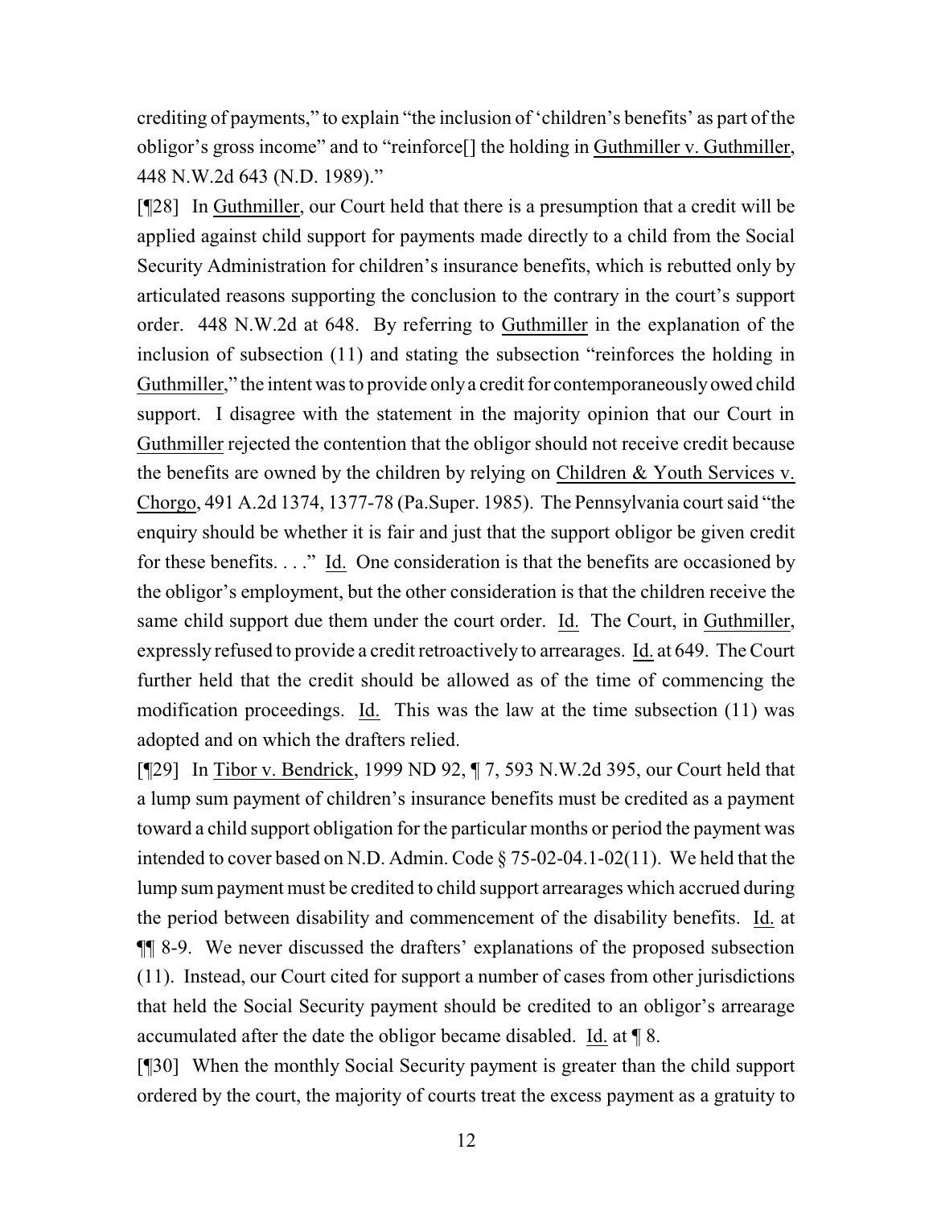crediting of payments," to explain "the inclusion of 'children's benefits' as part of the obligor's gross income" and to "reinforce[] the holding in Guthmiller v. Guthmiller, 448 N.W.2d 643 (N.D. 1989)."

[¶28] In Guthmiller, our Court held that there is a presumption that a credit will be applied against child support for payments made directly to a child from the Social Security Administration for children's insurance benefits, which is rebutted only by articulated reasons supporting the conclusion to the contrary in the court's support order. 448 N.W.2d at 648. By referring to Guthmiller in the explanation of the inclusion of subsection (11) and stating the subsection "reinforces the holding in Guthmiller," the intent was to provide only a credit for contemporaneously owed child support. I disagree with the statement in the majority opinion that our Court in Guthmiller rejected the contention that the obligor should not receive credit because the benefits are owned by the children by relying on Children & Youth Services v. Chorgo, 491 A.2d 1374, 1377-78 (Pa.Super. 1985). The Pennsylvania court said "the enquiry should be whether it is fair and just that the support obligor be given credit for these benefits. . . ." Id. One consideration is that the benefits are occasioned by the obligor's employment, but the other consideration is that the children receive the same child support due them under the court order. Id. The Court, in Guthmiller, expressly refused to provide a credit retroactively to arrearages. Id. at 649. The Court further held that the credit should be allowed as of the time of commencing the modification proceedings. Id. This was the law at the time subsection (11) was adopted and on which the drafters relied.

[¶29] In Tibor v. Bendrick, 1999 ND 92, ¶ 7, 593 N.W.2d 395, our Court held that a lump sum payment of children's insurance benefits must be credited as a payment toward a child support obligation for the particular months or period the payment was intended to cover based on N.D. Admin. Code § 75-02-04.1-02(11). We held that the lump sum payment must be credited to child support arrearages which accrued during the period between disability and commencement of the disability benefits. Id. at ¶¶ 8-9. We never discussed the drafters' explanations of the proposed subsection (11). Instead, our Court cited for support a number of cases from other jurisdictions that held the Social Security payment should be credited to an obligor's arrearage accumulated after the date the obligor became disabled. Id. at ¶ 8.

[¶30] When the monthly Social Security payment is greater than the child support ordered by the court, the majority of courts treat the excess payment as a gratuity to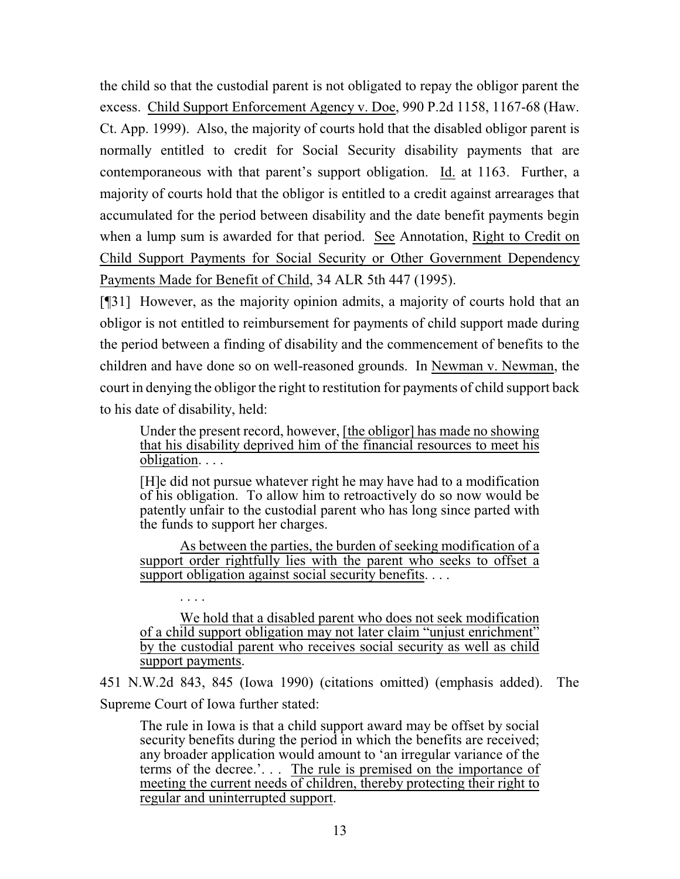the child so that the custodial parent is not obligated to repay the obligor parent the excess. Child Support Enforcement Agency v. Doe, 990 P.2d 1158, 1167-68 (Haw. Ct. App. 1999). Also, the majority of courts hold that the disabled obligor parent is normally entitled to credit for Social Security disability payments that are contemporaneous with that parent's support obligation. Id. at 1163. Further, a majority of courts hold that the obligor is entitled to a credit against arrearages that accumulated for the period between disability and the date benefit payments begin when a lump sum is awarded for that period. See Annotation, Right to Credit on Child Support Payments for Social Security or Other Government Dependency Payments Made for Benefit of Child, 34 ALR 5th 447 (1995).

[¶31] However, as the majority opinion admits, a majority of courts hold that an obligor is not entitled to reimbursement for payments of child support made during the period between a finding of disability and the commencement of benefits to the children and have done so on well-reasoned grounds. In Newman v. Newman, the court in denying the obligor the right to restitution for payments of child support back to his date of disability, held:

> Under the present record, however, [the obligor] has made no showing that his disability deprived him of the financial resources to meet his obligation. . . .
>
> [H]e did not pursue whatever right he may have had to a modification of his obligation. To allow him to retroactively do so now would be patently unfair to the custodial parent who has long since parted with the funds to support her charges.
>
> As between the parties, the burden of seeking modification of a support order rightfully lies with the parent who seeks to offset a support obligation against social security benefits. . . .
>
> . . . .
>
> We hold that a disabled parent who does not seek modification of a child support obligation may not later claim "unjust enrichment" by the custodial parent who receives social security as well as child support payments.

451 N.W.2d 843, 845 (Iowa 1990) (citations omitted) (emphasis added). The Supreme Court of Iowa further stated:

> The rule in Iowa is that a child support award may be offset by social security benefits during the period in which the benefits are received; any broader application would amount to 'an irregular variance of the terms of the decree.'. . . The rule is premised on the importance of meeting the current needs of children, thereby protecting their right to regular and uninterrupted support.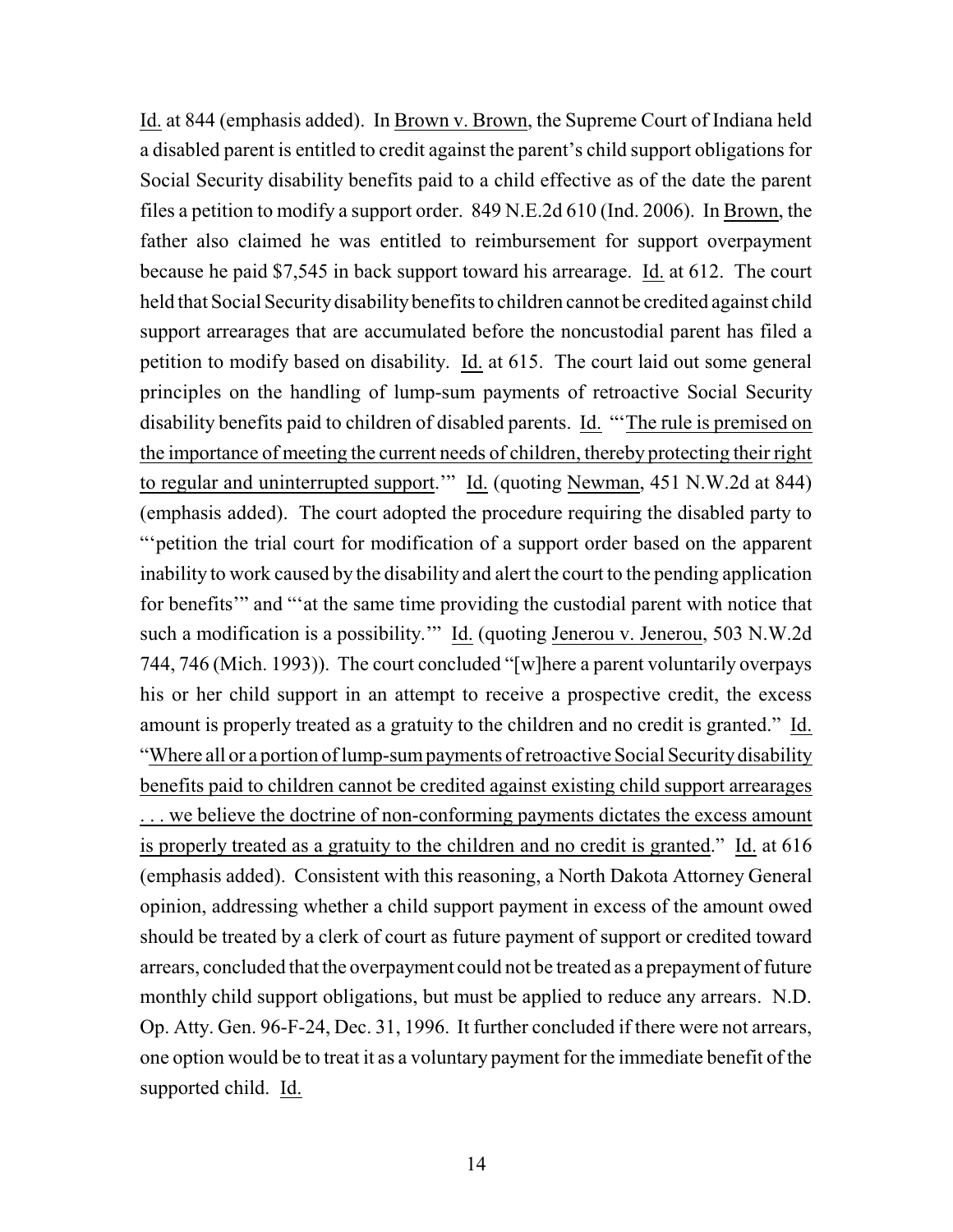Id. at 844 (emphasis added). In Brown v. Brown, the Supreme Court of Indiana held a disabled parent is entitled to credit against the parent's child support obligations for Social Security disability benefits paid to a child effective as of the date the parent files a petition to modify a support order. 849 N.E.2d 610 (Ind. 2006). In Brown, the father also claimed he was entitled to reimbursement for support overpayment because he paid $7,545 in back support toward his arrearage. Id. at 612. The court held that Social Security disability benefits to children cannot be credited against child support arrearages that are accumulated before the noncustodial parent has filed a petition to modify based on disability. Id. at 615. The court laid out some general principles on the handling of lump-sum payments of retroactive Social Security disability benefits paid to children of disabled parents. Id. "'The rule is premised on the importance of meeting the current needs of children, thereby protecting their right to regular and uninterrupted support.'" Id. (quoting Newman, 451 N.W.2d at 844) (emphasis added). The court adopted the procedure requiring the disabled party to "'petition the trial court for modification of a support order based on the apparent inability to work caused by the disability and alert the court to the pending application for benefits'" and "'at the same time providing the custodial parent with notice that such a modification is a possibility.'" Id. (quoting Jenerou v. Jenerou, 503 N.W.2d 744, 746 (Mich. 1993)). The court concluded "[w]here a parent voluntarily overpays his or her child support in an attempt to receive a prospective credit, the excess amount is properly treated as a gratuity to the children and no credit is granted." Id. "Where all or a portion of lump-sum payments of retroactive Social Security disability benefits paid to children cannot be credited against existing child support arrearages . . . we believe the doctrine of non-conforming payments dictates the excess amount is properly treated as a gratuity to the children and no credit is granted." Id. at 616 (emphasis added). Consistent with this reasoning, a North Dakota Attorney General opinion, addressing whether a child support payment in excess of the amount owed should be treated by a clerk of court as future payment of support or credited toward arrears, concluded that the overpayment could not be treated as a prepayment of future monthly child support obligations, but must be applied to reduce any arrears. N.D. Op. Atty. Gen. 96-F-24, Dec. 31, 1996. It further concluded if there were not arrears, one option would be to treat it as a voluntary payment for the immediate benefit of the supported child. Id.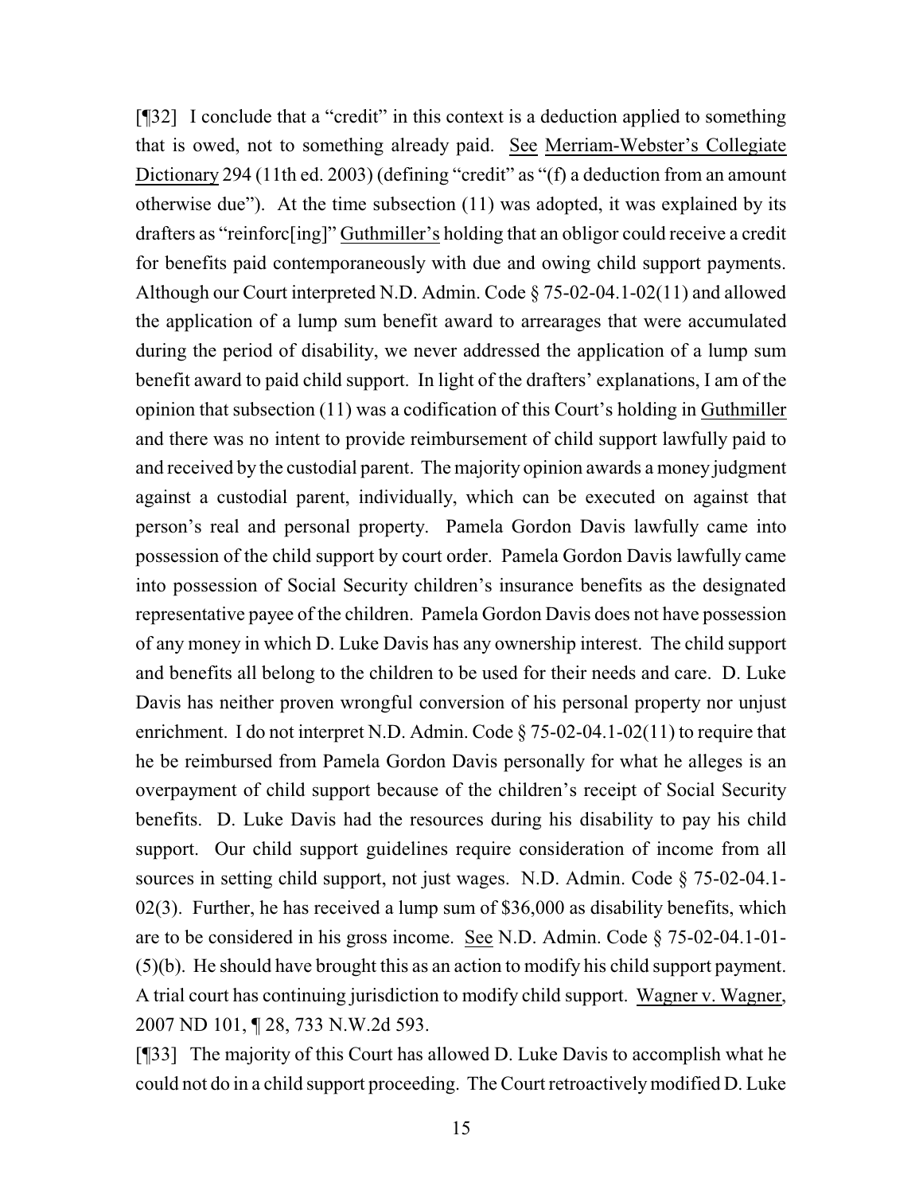[¶32] I conclude that a "credit" in this context is a deduction applied to something that is owed, not to something already paid. See Merriam-Webster's Collegiate Dictionary 294 (11th ed. 2003) (defining "credit" as "(f) a deduction from an amount otherwise due"). At the time subsection (11) was adopted, it was explained by its drafters as "reinforc[ing]" Guthmiller's holding that an obligor could receive a credit for benefits paid contemporaneously with due and owing child support payments. Although our Court interpreted N.D. Admin. Code § 75-02-04.1-02(11) and allowed the application of a lump sum benefit award to arrearages that were accumulated during the period of disability, we never addressed the application of a lump sum benefit award to paid child support. In light of the drafters' explanations, I am of the opinion that subsection (11) was a codification of this Court's holding in Guthmiller and there was no intent to provide reimbursement of child support lawfully paid to and received by the custodial parent. The majority opinion awards a money judgment against a custodial parent, individually, which can be executed on against that person's real and personal property. Pamela Gordon Davis lawfully came into possession of the child support by court order. Pamela Gordon Davis lawfully came into possession of Social Security children's insurance benefits as the designated representative payee of the children. Pamela Gordon Davis does not have possession of any money in which D. Luke Davis has any ownership interest. The child support and benefits all belong to the children to be used for their needs and care. D. Luke Davis has neither proven wrongful conversion of his personal property nor unjust enrichment. I do not interpret N.D. Admin. Code § 75-02-04.1-02(11) to require that he be reimbursed from Pamela Gordon Davis personally for what he alleges is an overpayment of child support because of the children's receipt of Social Security benefits. D. Luke Davis had the resources during his disability to pay his child support. Our child support guidelines require consideration of income from all sources in setting child support, not just wages. N.D. Admin. Code § 75-02-04.1-02(3). Further, he has received a lump sum of $36,000 as disability benefits, which are to be considered in his gross income. See N.D. Admin. Code § 75-02-04.1-01-(5)(b). He should have brought this as an action to modify his child support payment. A trial court has continuing jurisdiction to modify child support. Wagner v. Wagner, 2007 ND 101, ¶ 28, 733 N.W.2d 593.

[¶33] The majority of this Court has allowed D. Luke Davis to accomplish what he could not do in a child support proceeding. The Court retroactively modified D. Luke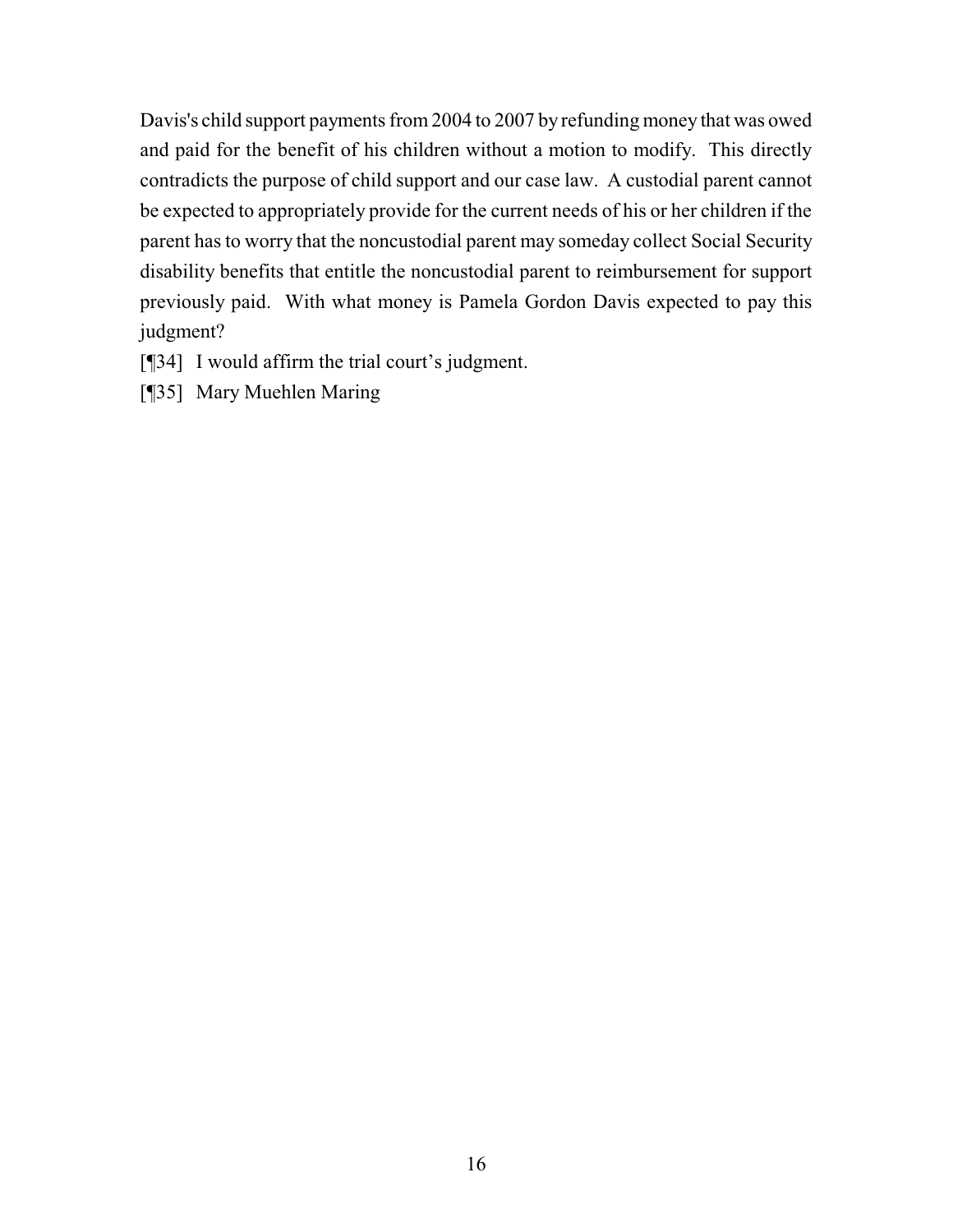Davis's child support payments from 2004 to 2007 by refunding money that was owed and paid for the benefit of his children without a motion to modify. This directly contradicts the purpose of child support and our case law. A custodial parent cannot be expected to appropriately provide for the current needs of his or her children if the parent has to worry that the noncustodial parent may someday collect Social Security disability benefits that entitle the noncustodial parent to reimbursement for support previously paid. With what money is Pamela Gordon Davis expected to pay this judgment?

[¶34] I would affirm the trial court's judgment.

[¶35] Mary Muehlen Maring